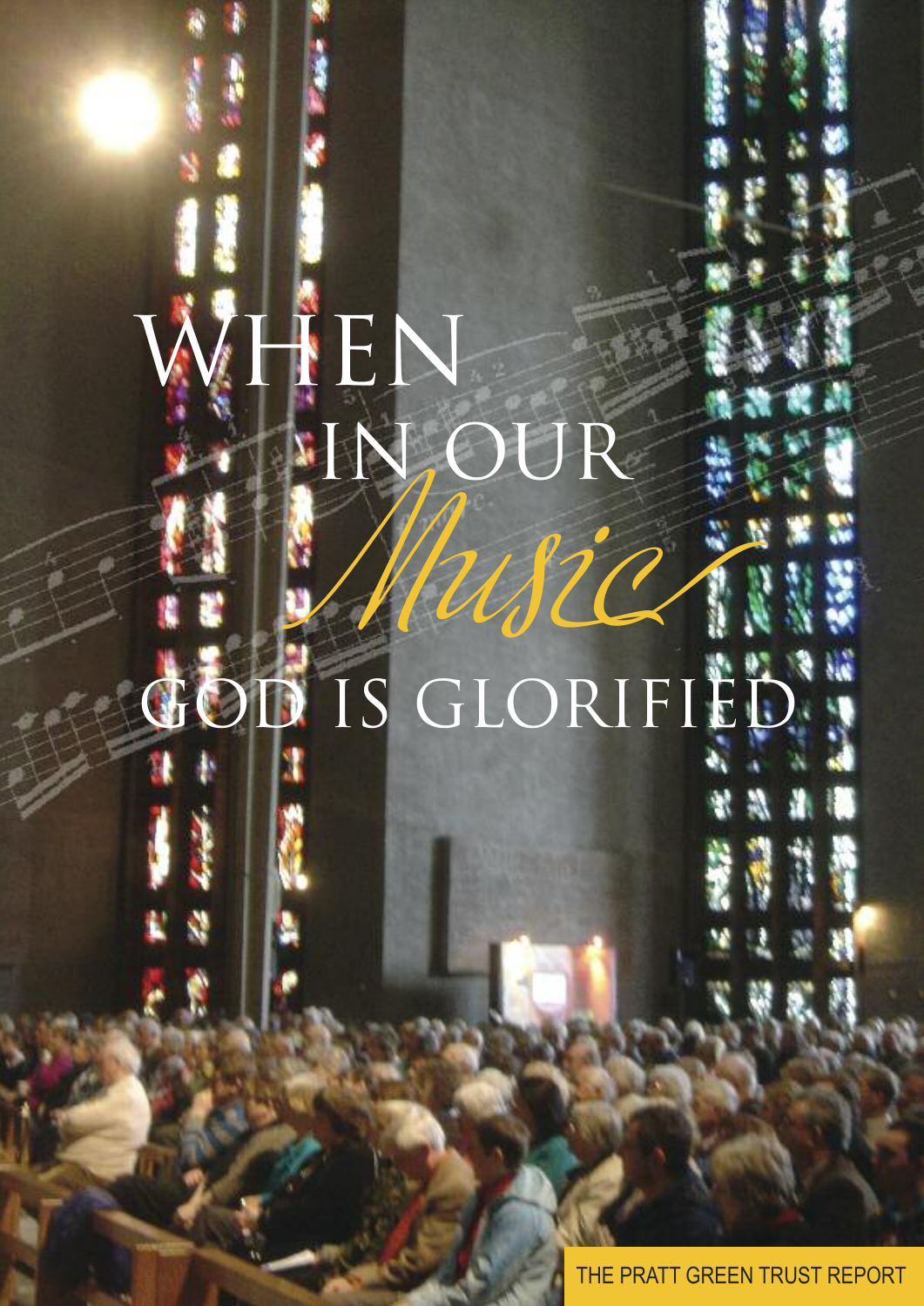# WHEN IN OUR *Music* GOD IS GLORIFIED

THE PRATT GREEN TRUST REPORT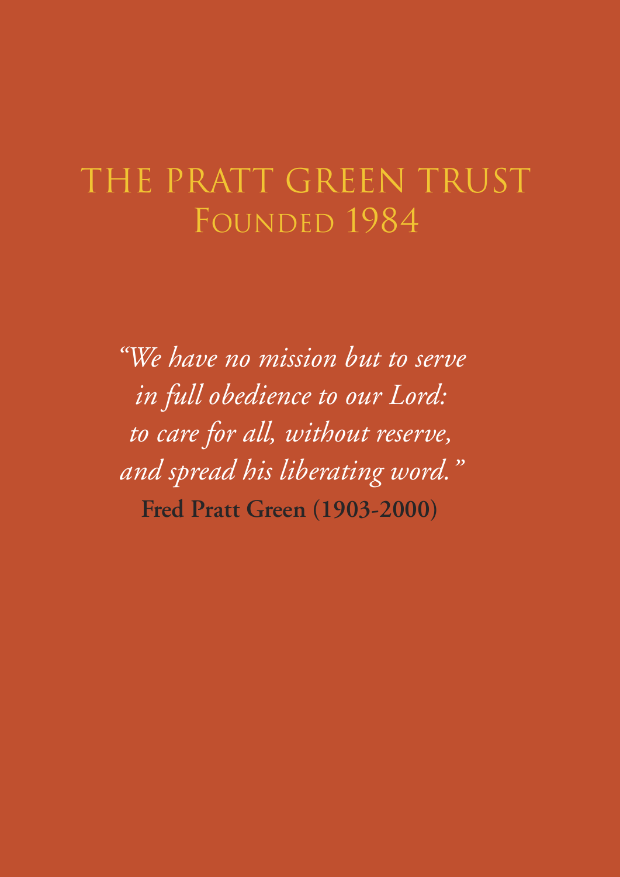# THE PRATT GREEN TRUST

## Founded 1984

*"We have no mission but to serve*
*in full obedience to our Lord:*
*to care for all, without reserve,*
*and spread his liberating word."*

**Fred Pratt Green (1903-2000)**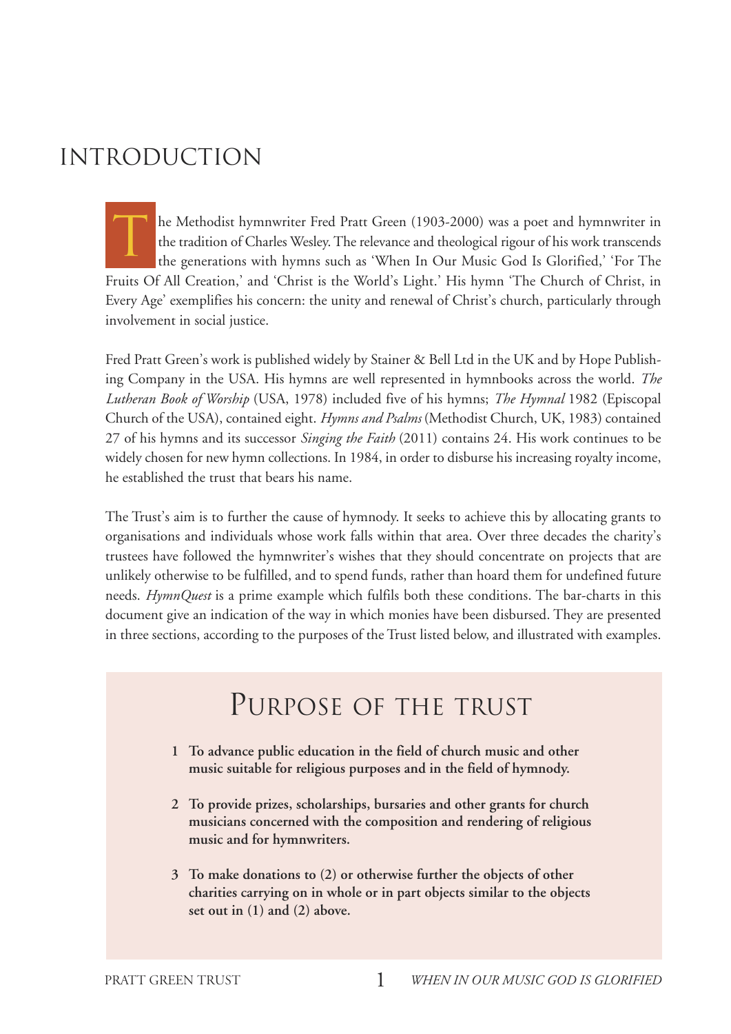# INTRODUCTION

The Methodist hymnwriter Fred Pratt Green (1903-2000) was a poet and hymnwriter in the tradition of Charles Wesley. The relevance and theological rigour of his work transcends the generations with hymns such as 'When In Our Music God Is Glorified,' 'For The Fruits Of All Creation,' and 'Christ is the World's Light.' His hymn 'The Church of Christ, in Every Age' exemplifies his concern: the unity and renewal of Christ's church, particularly through involvement in social justice.

Fred Pratt Green's work is published widely by Stainer & Bell Ltd in the UK and by Hope Publishing Company in the USA. His hymns are well represented in hymnbooks across the world. *The Lutheran Book of Worship* (USA, 1978) included five of his hymns; *The Hymnal* 1982 (Episcopal Church of the USA), contained eight. *Hymns and Psalms* (Methodist Church, UK, 1983) contained 27 of his hymns and its successor *Singing the Faith* (2011) contains 24. His work continues to be widely chosen for new hymn collections. In 1984, in order to disburse his increasing royalty income, he established the trust that bears his name.

The Trust's aim is to further the cause of hymnody. It seeks to achieve this by allocating grants to organisations and individuals whose work falls within that area. Over three decades the charity's trustees have followed the hymnwriter's wishes that they should concentrate on projects that are unlikely otherwise to be fulfilled, and to spend funds, rather than hoard them for undefined future needs. *HymnQuest* is a prime example which fulfils both these conditions. The bar-charts in this document give an indication of the way in which monies have been disbursed. They are presented in three sections, according to the purposes of the Trust listed below, and illustrated with examples.

## Purpose of the Trust

1. **To advance public education in the field of church music and other music suitable for religious purposes and in the field of hymnody.**

2. **To provide prizes, scholarships, bursaries and other grants for church musicians concerned with the composition and rendering of religious music and for hymnwriters.**

3. **To make donations to (2) or otherwise further the objects of other charities carrying on in whole or in part objects similar to the objects set out in (1) and (2) above.**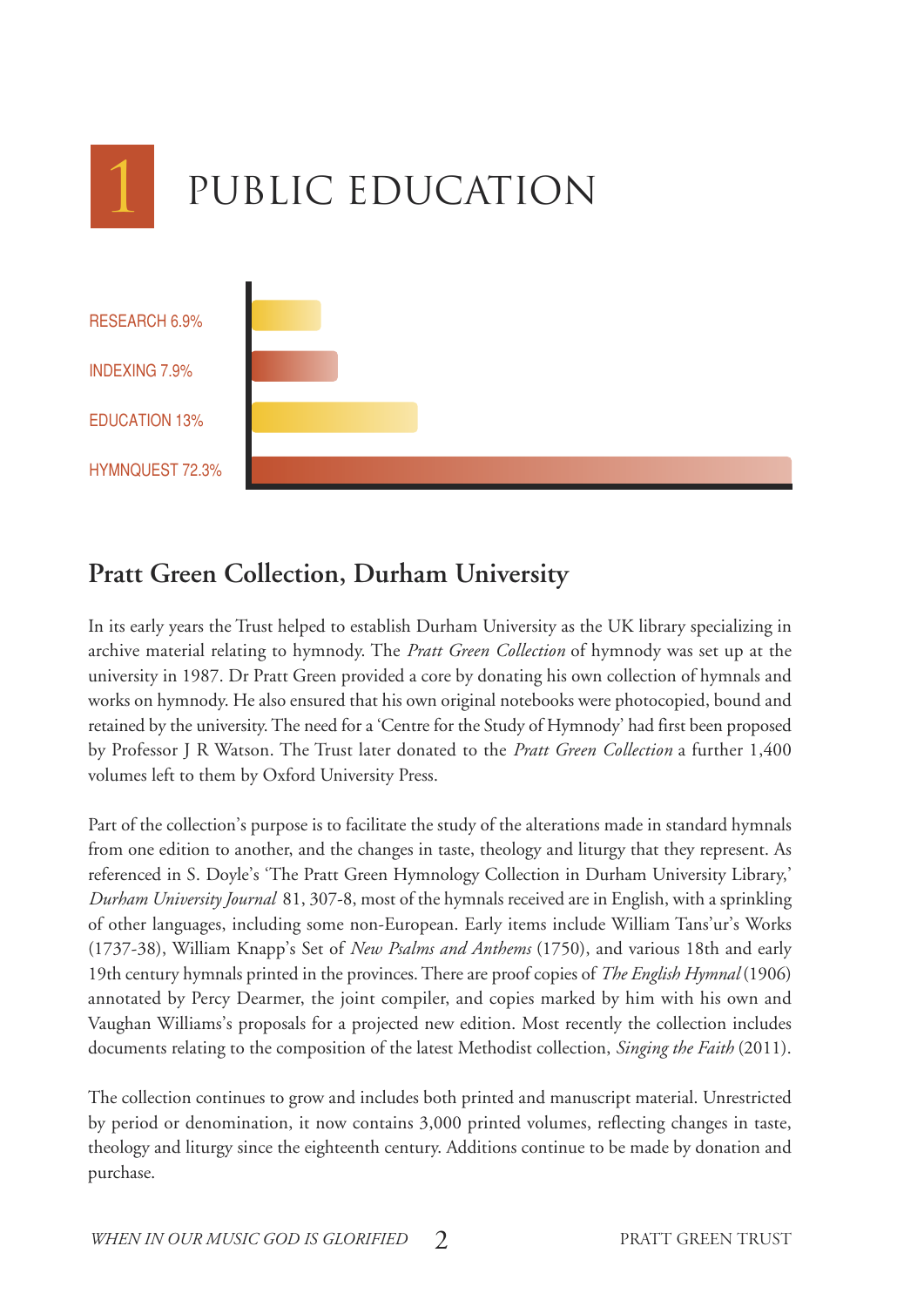# 1 PUBLIC EDUCATION

RESEARCH 6.9%

INDEXING 7.9%

EDUCATION 13%

HYMNQUEST 72.3%

## Pratt Green Collection, Durham University

In its early years the Trust helped to establish Durham University as the UK library specializing in archive material relating to hymnody. The *Pratt Green Collection* of hymnody was set up at the university in 1987. Dr Pratt Green provided a core by donating his own collection of hymnals and works on hymnody. He also ensured that his own original notebooks were photocopied, bound and retained by the university. The need for a 'Centre for the Study of Hymnody' had first been proposed by Professor J R Watson. The Trust later donated to the *Pratt Green Collection* a further 1,400 volumes left to them by Oxford University Press.

Part of the collection's purpose is to facilitate the study of the alterations made in standard hymnals from one edition to another, and the changes in taste, theology and liturgy that they represent. As referenced in S. Doyle's 'The Pratt Green Hymnology Collection in Durham University Library,' *Durham University Journal* 81, 307-8, most of the hymnals received are in English, with a sprinkling of other languages, including some non-European. Early items include William Tans'ur's Works (1737-38), William Knapp's Set of *New Psalms and Anthems* (1750), and various 18th and early 19th century hymnals printed in the provinces. There are proof copies of *The English Hymnal* (1906) annotated by Percy Dearmer, the joint compiler, and copies marked by him with his own and Vaughan Williams's proposals for a projected new edition. Most recently the collection includes documents relating to the composition of the latest Methodist collection, *Singing the Faith* (2011).

The collection continues to grow and includes both printed and manuscript material. Unrestricted by period or denomination, it now contains 3,000 printed volumes, reflecting changes in taste, theology and liturgy since the eighteenth century. Additions continue to be made by donation and purchase.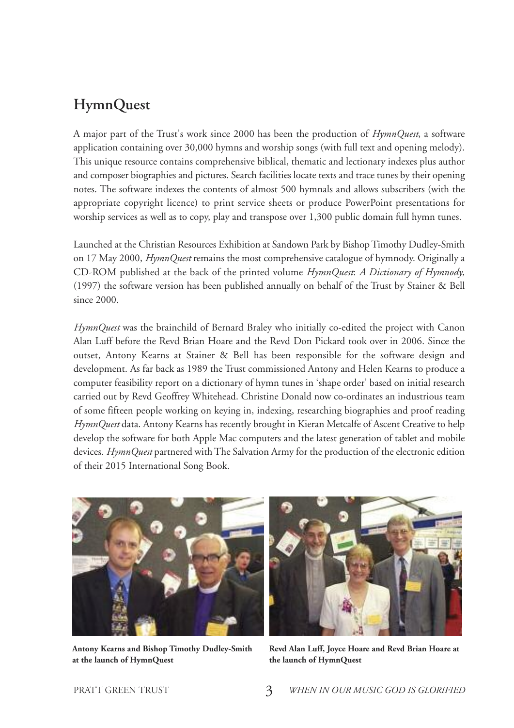## HymnQuest

A major part of the Trust's work since 2000 has been the production of *HymnQuest*, a software application containing over 30,000 hymns and worship songs (with full text and opening melody). This unique resource contains comprehensive biblical, thematic and lectionary indexes plus author and composer biographies and pictures. Search facilities locate texts and trace tunes by their opening notes. The software indexes the contents of almost 500 hymnals and allows subscribers (with the appropriate copyright licence) to print service sheets or produce PowerPoint presentations for worship services as well as to copy, play and transpose over 1,300 public domain full hymn tunes.

Launched at the Christian Resources Exhibition at Sandown Park by Bishop Timothy Dudley-Smith on 17 May 2000, *HymnQuest* remains the most comprehensive catalogue of hymnody. Originally a CD-ROM published at the back of the printed volume *HymnQuest*: *A Dictionary of Hymnody*, (1997) the software version has been published annually on behalf of the Trust by Stainer & Bell since 2000.

*HymnQuest* was the brainchild of Bernard Braley who initially co-edited the project with Canon Alan Luff before the Revd Brian Hoare and the Revd Don Pickard took over in 2006. Since the outset, Antony Kearns at Stainer & Bell has been responsible for the software design and development. As far back as 1989 the Trust commissioned Antony and Helen Kearns to produce a computer feasibility report on a dictionary of hymn tunes in 'shape order' based on initial research carried out by Revd Geoffrey Whitehead. Christine Donald now co-ordinates an industrious team of some fifteen people working on keying in, indexing, researching biographies and proof reading *HymnQuest* data. Antony Kearns has recently brought in Kieran Metcalfe of Ascent Creative to help develop the software for both Apple Mac computers and the latest generation of tablet and mobile devices. *HymnQuest* partnered with The Salvation Army for the production of the electronic edition of their 2015 International Song Book.

**Antony Kearns and Bishop Timothy Dudley-Smith at the launch of HymnQuest**

**Revd Alan Luff, Joyce Hoare and Revd Brian Hoare at the launch of HymnQuest**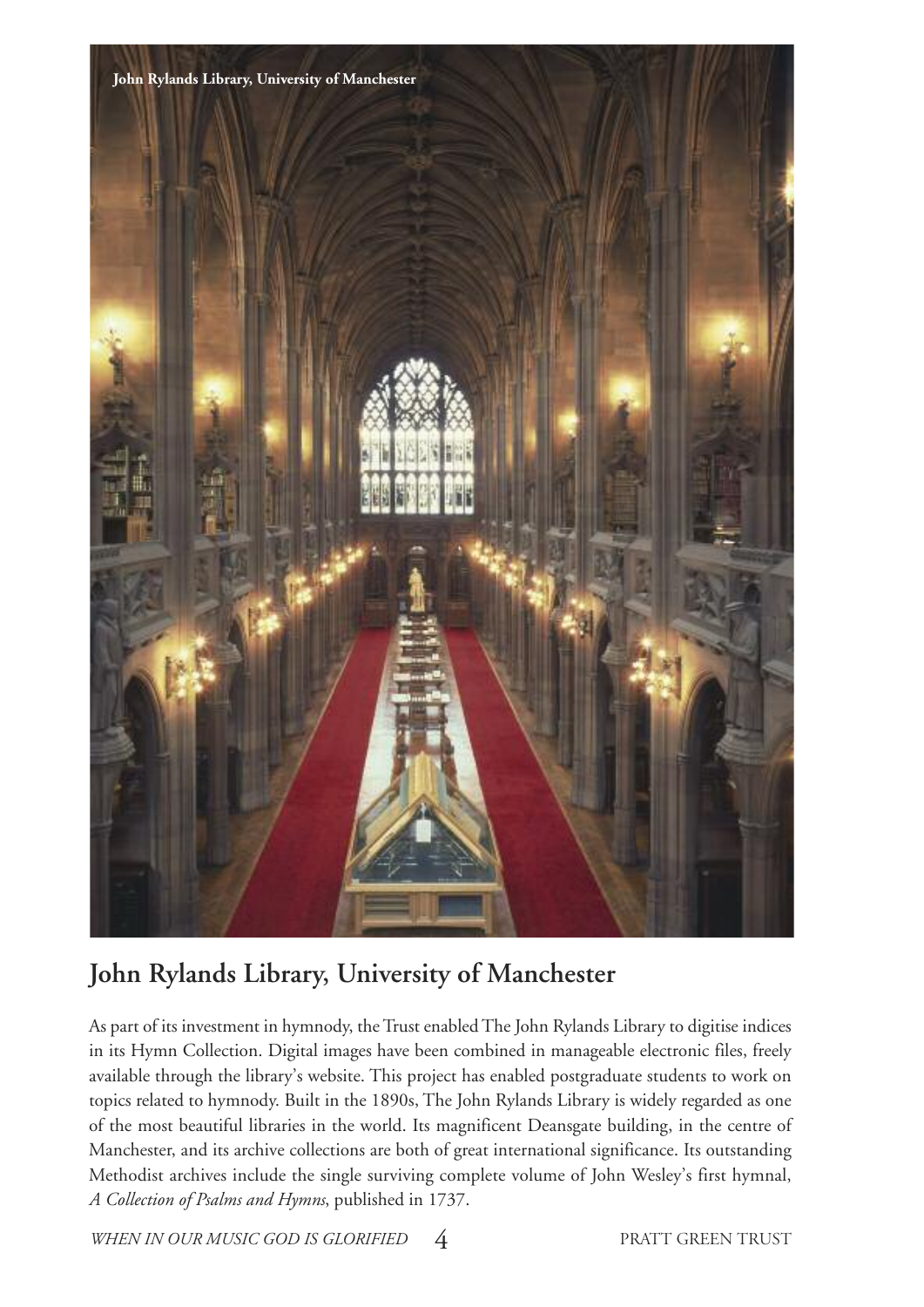## John Rylands Library, University of Manchester

As part of its investment in hymnody, the Trust enabled The John Rylands Library to digitise indices in its Hymn Collection. Digital images have been combined in manageable electronic files, freely available through the library's website. This project has enabled postgraduate students to work on topics related to hymnody. Built in the 1890s, The John Rylands Library is widely regarded as one of the most beautiful libraries in the world. Its magnificent Deansgate building, in the centre of Manchester, and its archive collections are both of great international significance. Its outstanding Methodist archives include the single surviving complete volume of John Wesley's first hymnal, *A Collection of Psalms and Hymns*, published in 1737.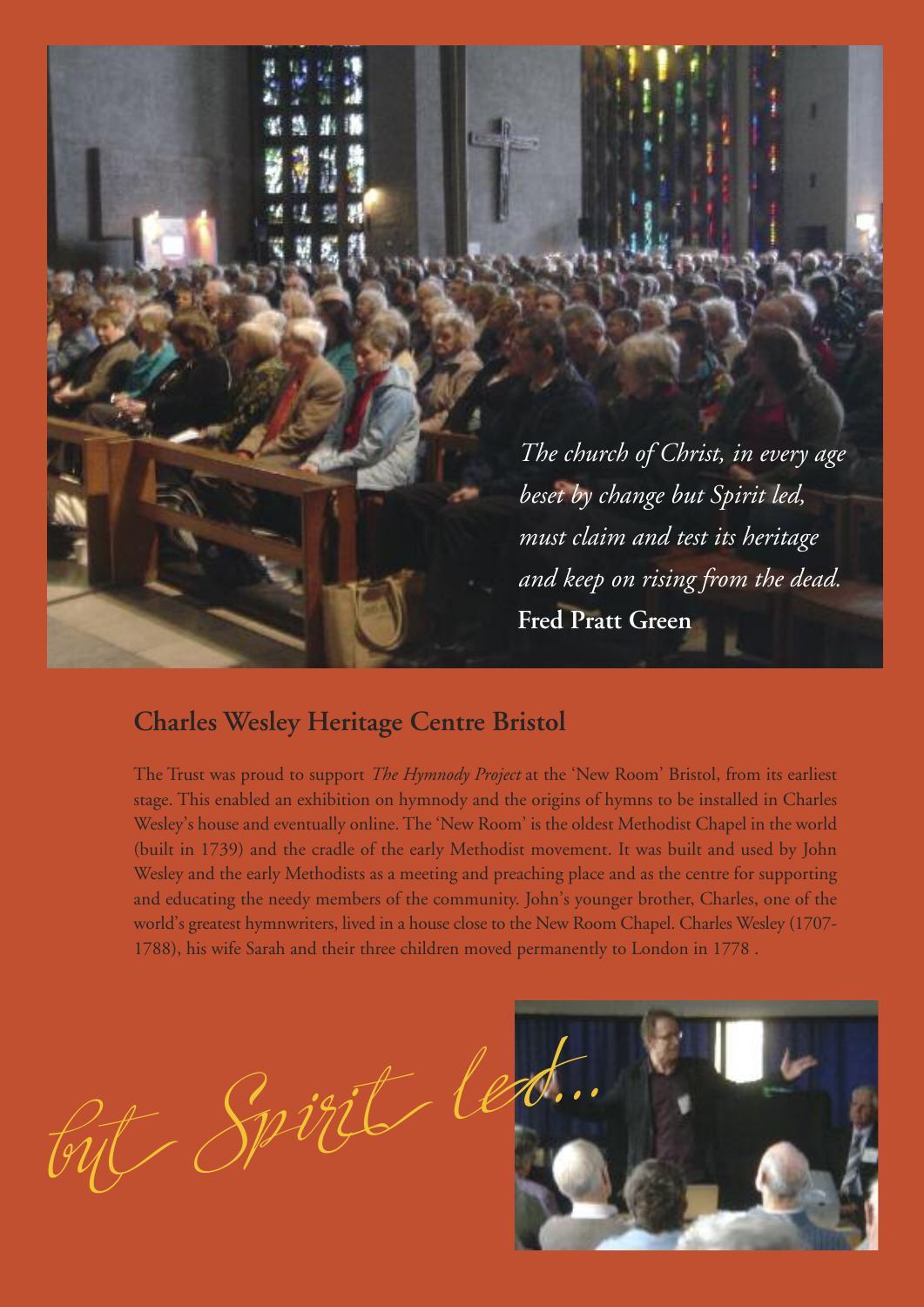*The church of Christ, in every age*
*beset by change but Spirit led,*
*must claim and test its heritage*
*and keep on rising from the dead.*
**Fred Pratt Green**

## Charles Wesley Heritage Centre Bristol

The Trust was proud to support *The Hymnody Project* at the 'New Room' Bristol, from its earliest stage. This enabled an exhibition on hymnody and the origins of hymns to be installed in Charles Wesley's house and eventually online. The 'New Room' is the oldest Methodist Chapel in the world (built in 1739) and the cradle of the early Methodist movement. It was built and used by John Wesley and the early Methodists as a meeting and preaching place and as the centre for supporting and educating the needy members of the community. John's younger brother, Charles, one of the world's greatest hymnwriters, lived in a house close to the New Room Chapel. Charles Wesley (1707-1788), his wife Sarah and their three children moved permanently to London in 1778 .

*but Spirit led...*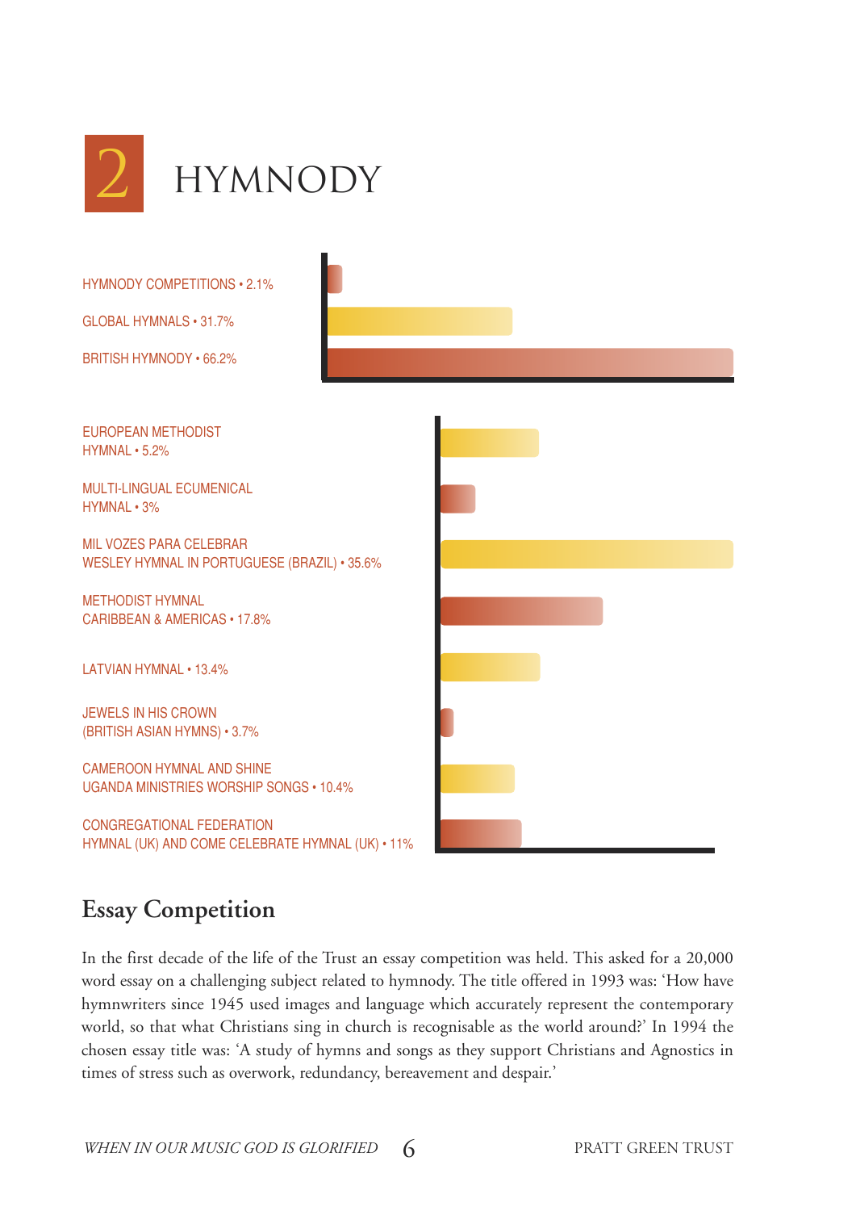# 2 HYMNODY

HYMNODY COMPETITIONS • 2.1%

GLOBAL HYMNALS • 31.7%

BRITISH HYMNODY • 66.2%

EUROPEAN METHODIST HYMNAL • 5.2%

MULTI-LINGUAL ECUMENICAL HYMNAL • 3%

MIL VOZES PARA CELEBRAR WESLEY HYMNAL IN PORTUGUESE (BRAZIL) • 35.6%

METHODIST HYMNAL CARIBBEAN & AMERICAS • 17.8%

LATVIAN HYMNAL • 13.4%

JEWELS IN HIS CROWN (BRITISH ASIAN HYMNS) • 3.7%

CAMEROON HYMNAL AND SHINE UGANDA MINISTRIES WORSHIP SONGS • 10.4%

CONGREGATIONAL FEDERATION HYMNAL (UK) AND COME CELEBRATE HYMNAL (UK) • 11%

## Essay Competition

In the first decade of the life of the Trust an essay competition was held. This asked for a 20,000 word essay on a challenging subject related to hymnody. The title offered in 1993 was: 'How have hymnwriters since 1945 used images and language which accurately represent the contemporary world, so that what Christians sing in church is recognisable as the world around?' In 1994 the chosen essay title was: 'A study of hymns and songs as they support Christians and Agnostics in times of stress such as overwork, redundancy, bereavement and despair.'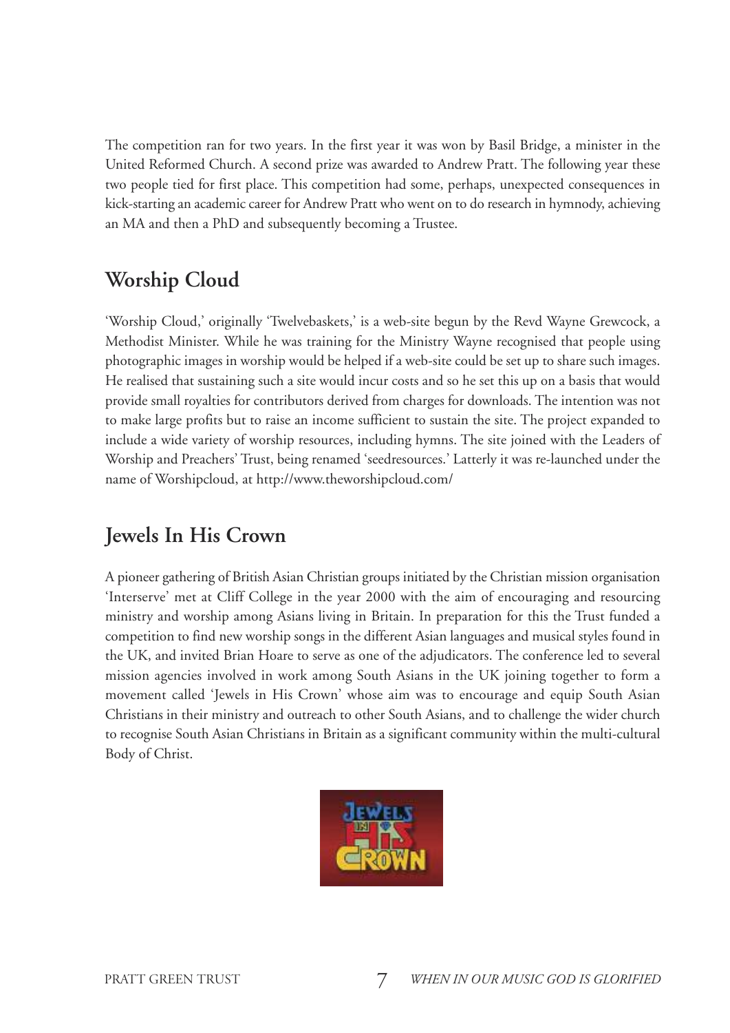The competition ran for two years. In the first year it was won by Basil Bridge, a minister in the United Reformed Church. A second prize was awarded to Andrew Pratt. The following year these two people tied for first place. This competition had some, perhaps, unexpected consequences in kick-starting an academic career for Andrew Pratt who went on to do research in hymnody, achieving an MA and then a PhD and subsequently becoming a Trustee.

## Worship Cloud

'Worship Cloud,' originally 'Twelvebaskets,' is a web-site begun by the Revd Wayne Grewcock, a Methodist Minister. While he was training for the Ministry Wayne recognised that people using photographic images in worship would be helped if a web-site could be set up to share such images. He realised that sustaining such a site would incur costs and so he set this up on a basis that would provide small royalties for contributors derived from charges for downloads. The intention was not to make large profits but to raise an income sufficient to sustain the site. The project expanded to include a wide variety of worship resources, including hymns. The site joined with the Leaders of Worship and Preachers' Trust, being renamed 'seedresources.' Latterly it was re-launched under the name of Worshipcloud, at http://www.theworshipcloud.com/

## Jewels In His Crown

A pioneer gathering of British Asian Christian groups initiated by the Christian mission organisation 'Interserve' met at Cliff College in the year 2000 with the aim of encouraging and resourcing ministry and worship among Asians living in Britain. In preparation for this the Trust funded a competition to find new worship songs in the different Asian languages and musical styles found in the UK, and invited Brian Hoare to serve as one of the adjudicators. The conference led to several mission agencies involved in work among South Asians in the UK joining together to form a movement called 'Jewels in His Crown' whose aim was to encourage and equip South Asian Christians in their ministry and outreach to other South Asians, and to challenge the wider church to recognise South Asian Christians in Britain as a significant community within the multi-cultural Body of Christ.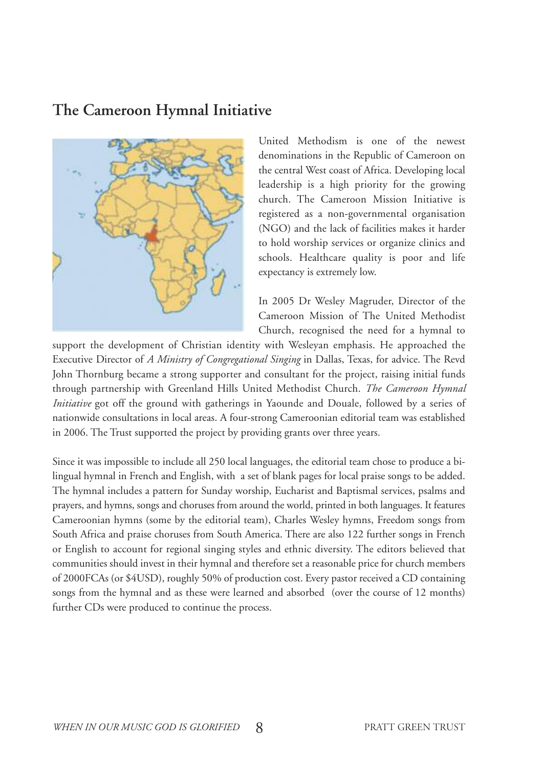## The Cameroon Hymnal Initiative

United Methodism is one of the newest denominations in the Republic of Cameroon on the central West coast of Africa. Developing local leadership is a high priority for the growing church. The Cameroon Mission Initiative is registered as a non-governmental organisation (NGO) and the lack of facilities makes it harder to hold worship services or organize clinics and schools. Healthcare quality is poor and life expectancy is extremely low.

In 2005 Dr Wesley Magruder, Director of the Cameroon Mission of The United Methodist Church, recognised the need for a hymnal to support the development of Christian identity with Wesleyan emphasis. He approached the Executive Director of *A Ministry of Congregational Singing* in Dallas, Texas, for advice. The Revd John Thornburg became a strong supporter and consultant for the project, raising initial funds through partnership with Greenland Hills United Methodist Church. *The Cameroon Hymnal Initiative* got off the ground with gatherings in Yaounde and Douale, followed by a series of nationwide consultations in local areas. A four-strong Cameroonian editorial team was established in 2006. The Trust supported the project by providing grants over three years.

Since it was impossible to include all 250 local languages, the editorial team chose to produce a bi-lingual hymnal in French and English, with a set of blank pages for local praise songs to be added. The hymnal includes a pattern for Sunday worship, Eucharist and Baptismal services, psalms and prayers, and hymns, songs and choruses from around the world, printed in both languages. It features Cameroonian hymns (some by the editorial team), Charles Wesley hymns, Freedom songs from South Africa and praise choruses from South America. There are also 122 further songs in French or English to account for regional singing styles and ethnic diversity. The editors believed that communities should invest in their hymnal and therefore set a reasonable price for church members of 2000FCAs (or $4USD), roughly 50% of production cost. Every pastor received a CD containing songs from the hymnal and as these were learned and absorbed (over the course of 12 months) further CDs were produced to continue the process.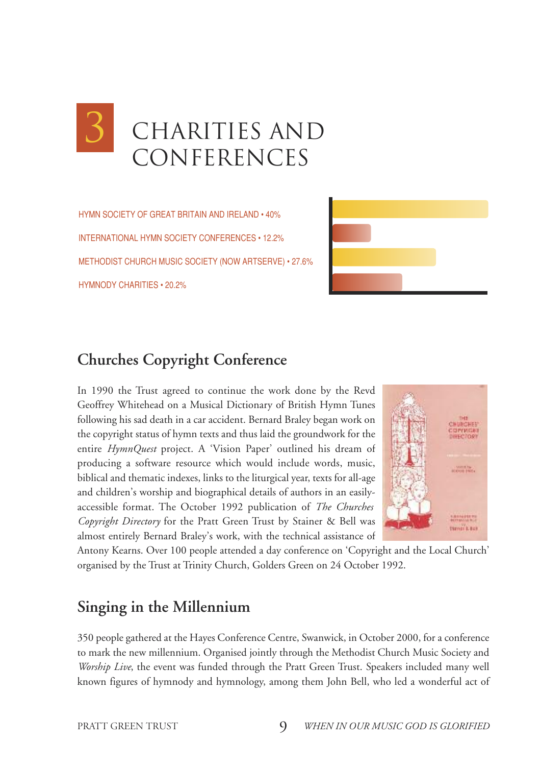# 3 CHARITIES AND CONFERENCES

HYMN SOCIETY OF GREAT BRITAIN AND IRELAND • 40%

INTERNATIONAL HYMN SOCIETY CONFERENCES • 12.2%

METHODIST CHURCH MUSIC SOCIETY (NOW ARTSERVE) • 27.6%

HYMNODY CHARITIES • 20.2%

## Churches Copyright Conference

In 1990 the Trust agreed to continue the work done by the Revd Geoffrey Whitehead on a Musical Dictionary of British Hymn Tunes following his sad death in a car accident. Bernard Braley began work on the copyright status of hymn texts and thus laid the groundwork for the entire *HymnQuest* project. A 'Vision Paper' outlined his dream of producing a software resource which would include words, music, biblical and thematic indexes, links to the liturgical year, texts for all-age and children's worship and biographical details of authors in an easily-accessible format. The October 1992 publication of *The Churches Copyright Directory* for the Pratt Green Trust by Stainer & Bell was almost entirely Bernard Braley's work, with the technical assistance of Antony Kearns. Over 100 people attended a day conference on 'Copyright and the Local Church' organised by the Trust at Trinity Church, Golders Green on 24 October 1992.

## Singing in the Millennium

350 people gathered at the Hayes Conference Centre, Swanwick, in October 2000, for a conference to mark the new millennium. Organised jointly through the Methodist Church Music Society and *Worship Live*, the event was funded through the Pratt Green Trust. Speakers included many well known figures of hymnody and hymnology, among them John Bell, who led a wonderful act of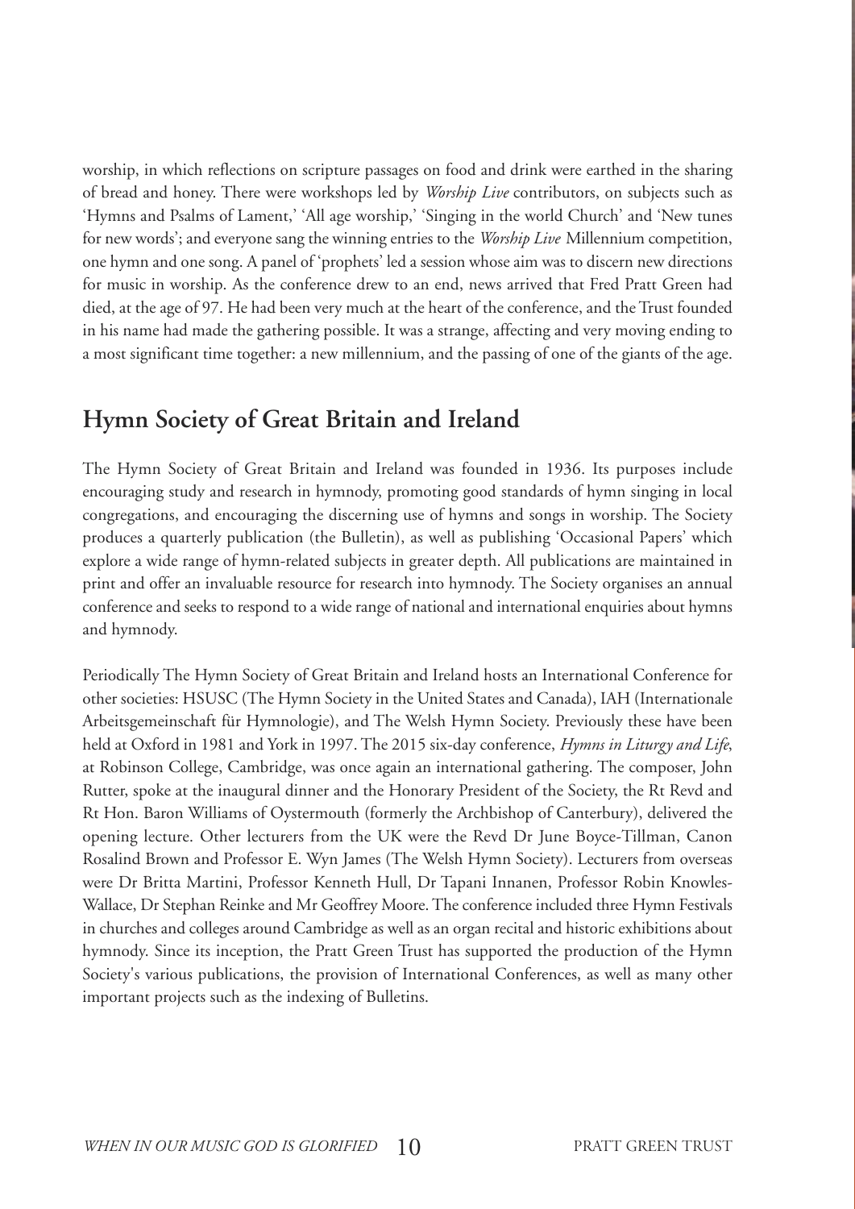worship, in which reflections on scripture passages on food and drink were earthed in the sharing of bread and honey. There were workshops led by *Worship Live* contributors, on subjects such as 'Hymns and Psalms of Lament,' 'All age worship,' 'Singing in the world Church' and 'New tunes for new words'; and everyone sang the winning entries to the *Worship Live* Millennium competition, one hymn and one song. A panel of 'prophets' led a session whose aim was to discern new directions for music in worship. As the conference drew to an end, news arrived that Fred Pratt Green had died, at the age of 97. He had been very much at the heart of the conference, and the Trust founded in his name had made the gathering possible. It was a strange, affecting and very moving ending to a most significant time together: a new millennium, and the passing of one of the giants of the age.

## Hymn Society of Great Britain and Ireland

The Hymn Society of Great Britain and Ireland was founded in 1936. Its purposes include encouraging study and research in hymnody, promoting good standards of hymn singing in local congregations, and encouraging the discerning use of hymns and songs in worship. The Society produces a quarterly publication (the Bulletin), as well as publishing 'Occasional Papers' which explore a wide range of hymn-related subjects in greater depth. All publications are maintained in print and offer an invaluable resource for research into hymnody. The Society organises an annual conference and seeks to respond to a wide range of national and international enquiries about hymns and hymnody.

Periodically The Hymn Society of Great Britain and Ireland hosts an International Conference for other societies: HSUSC (The Hymn Society in the United States and Canada), IAH (Internationale Arbeitsgemeinschaft für Hymnologie), and The Welsh Hymn Society. Previously these have been held at Oxford in 1981 and York in 1997. The 2015 six-day conference, *Hymns in Liturgy and Life*, at Robinson College, Cambridge, was once again an international gathering. The composer, John Rutter, spoke at the inaugural dinner and the Honorary President of the Society, the Rt Revd and Rt Hon. Baron Williams of Oystermouth (formerly the Archbishop of Canterbury), delivered the opening lecture. Other lecturers from the UK were the Revd Dr June Boyce-Tillman, Canon Rosalind Brown and Professor E. Wyn James (The Welsh Hymn Society). Lecturers from overseas were Dr Britta Martini, Professor Kenneth Hull, Dr Tapani Innanen, Professor Robin Knowles-Wallace, Dr Stephan Reinke and Mr Geoffrey Moore. The conference included three Hymn Festivals in churches and colleges around Cambridge as well as an organ recital and historic exhibitions about hymnody. Since its inception, the Pratt Green Trust has supported the production of the Hymn Society's various publications, the provision of International Conferences, as well as many other important projects such as the indexing of Bulletins.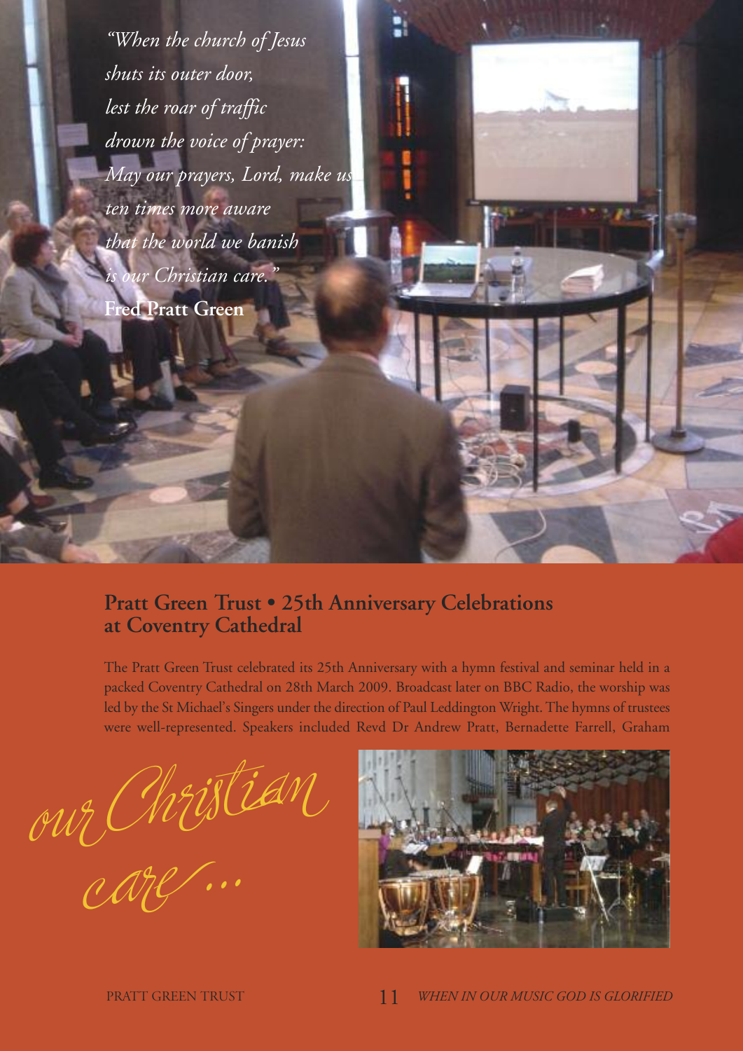*"When the church of Jesus*
*shuts its outer door,*
*lest the roar of traffic*
*drown the voice of prayer:*
*May our prayers, Lord, make us*
*ten times more aware*
*that the world we banish*
*is our Christian care."*

**Fred Pratt Green**

## Pratt Green Trust • 25th Anniversary Celebrations at Coventry Cathedral

The Pratt Green Trust celebrated its 25th Anniversary with a hymn festival and seminar held in a packed Coventry Cathedral on 28th March 2009. Broadcast later on BBC Radio, the worship was led by the St Michael's Singers under the direction of Paul Leddington Wright. The hymns of trustees were well-represented. Speakers included Revd Dr Andrew Pratt, Bernadette Farrell, Graham

*our Christian care...*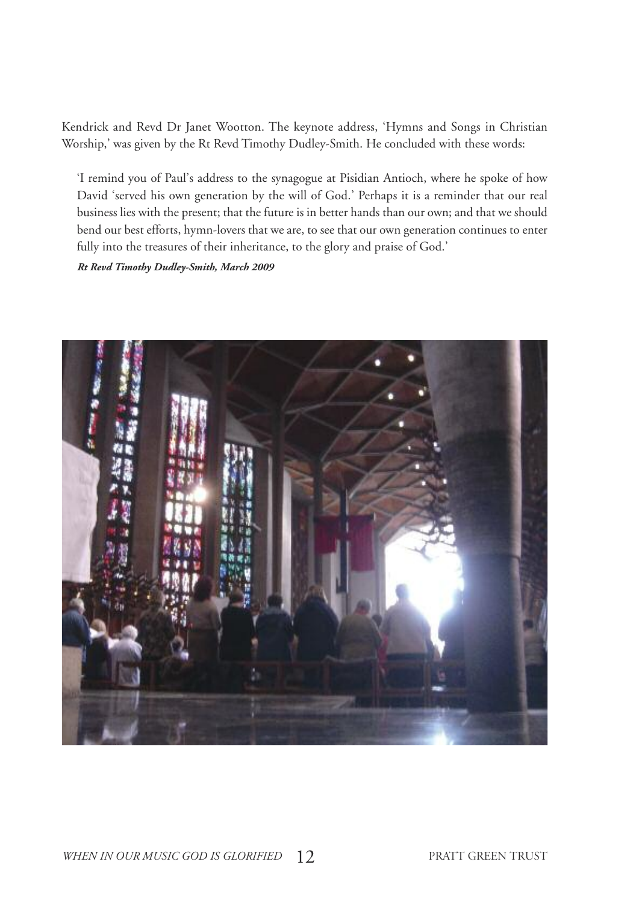Kendrick and Revd Dr Janet Wootton. The keynote address, 'Hymns and Songs in Christian Worship,' was given by the Rt Revd Timothy Dudley-Smith. He concluded with these words:

> 'I remind you of Paul's address to the synagogue at Pisidian Antioch, where he spoke of how David 'served his own generation by the will of God.' Perhaps it is a reminder that our real business lies with the present; that the future is in better hands than our own; and that we should bend our best efforts, hymn-lovers that we are, to see that our own generation continues to enter fully into the treasures of their inheritance, to the glory and praise of God.'
>
> ***Rt Revd Timothy Dudley-Smith, March 2009***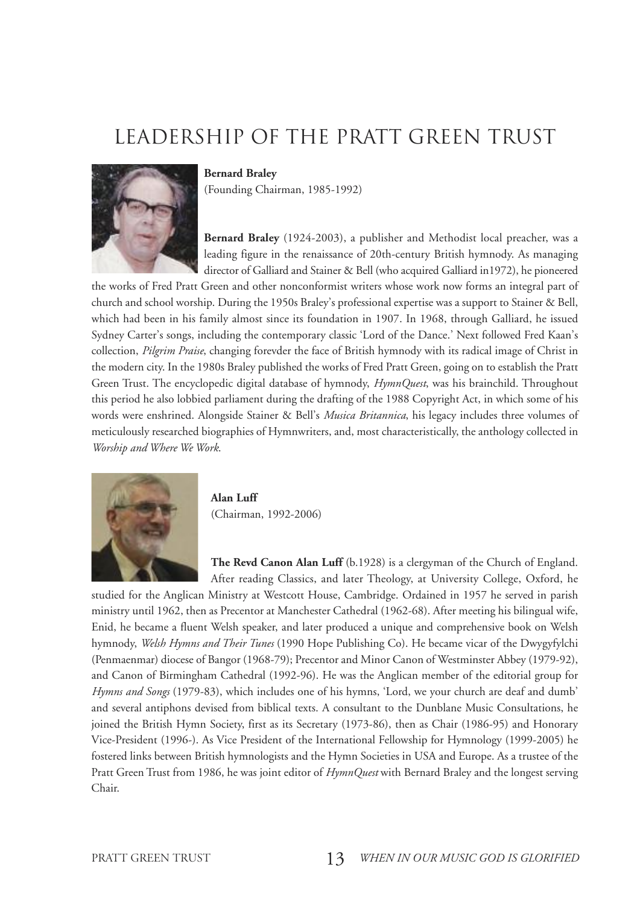# LEADERSHIP OF THE PRATT GREEN TRUST

**Bernard Braley**
(Founding Chairman, 1985-1992)

**Bernard Braley** (1924-2003), a publisher and Methodist local preacher, was a leading figure in the renaissance of 20th-century British hymnody. As managing director of Galliard and Stainer & Bell (who acquired Galliard in1972), he pioneered the works of Fred Pratt Green and other nonconformist writers whose work now forms an integral part of church and school worship. During the 1950s Braley's professional expertise was a support to Stainer & Bell, which had been in his family almost since its foundation in 1907. In 1968, through Galliard, he issued Sydney Carter's songs, including the contemporary classic 'Lord of the Dance.' Next followed Fred Kaan's collection, *Pilgrim Praise*, changing forevder the face of British hymnody with its radical image of Christ in the modern city. In the 1980s Braley published the works of Fred Pratt Green, going on to establish the Pratt Green Trust. The encyclopedic digital database of hymnody, *HymnQuest*, was his brainchild. Throughout this period he also lobbied parliament during the drafting of the 1988 Copyright Act, in which some of his words were enshrined. Alongside Stainer & Bell's *Musica Britannica*, his legacy includes three volumes of meticulously researched biographies of Hymnwriters, and, most characteristically, the anthology collected in *Worship and Where We Work.*

**Alan Luff**
(Chairman, 1992-2006)

**The Revd Canon Alan Luff** (b.1928) is a clergyman of the Church of England. After reading Classics, and later Theology, at University College, Oxford, he studied for the Anglican Ministry at Westcott House, Cambridge. Ordained in 1957 he served in parish ministry until 1962, then as Precentor at Manchester Cathedral (1962-68). After meeting his bilingual wife, Enid, he became a fluent Welsh speaker, and later produced a unique and comprehensive book on Welsh hymnody, *Welsh Hymns and Their Tunes* (1990 Hope Publishing Co). He became vicar of the Dwygyfylchi (Penmaenmar) diocese of Bangor (1968-79); Precentor and Minor Canon of Westminster Abbey (1979-92), and Canon of Birmingham Cathedral (1992-96). He was the Anglican member of the editorial group for *Hymns and Songs* (1979-83), which includes one of his hymns, 'Lord, we your church are deaf and dumb' and several antiphons devised from biblical texts. A consultant to the Dunblane Music Consultations, he joined the British Hymn Society, first as its Secretary (1973-86), then as Chair (1986-95) and Honorary Vice-President (1996-). As Vice President of the International Fellowship for Hymnology (1999-2005) he fostered links between British hymnologists and the Hymn Societies in USA and Europe. As a trustee of the Pratt Green Trust from 1986, he was joint editor of *HymnQuest* with Bernard Braley and the longest serving Chair.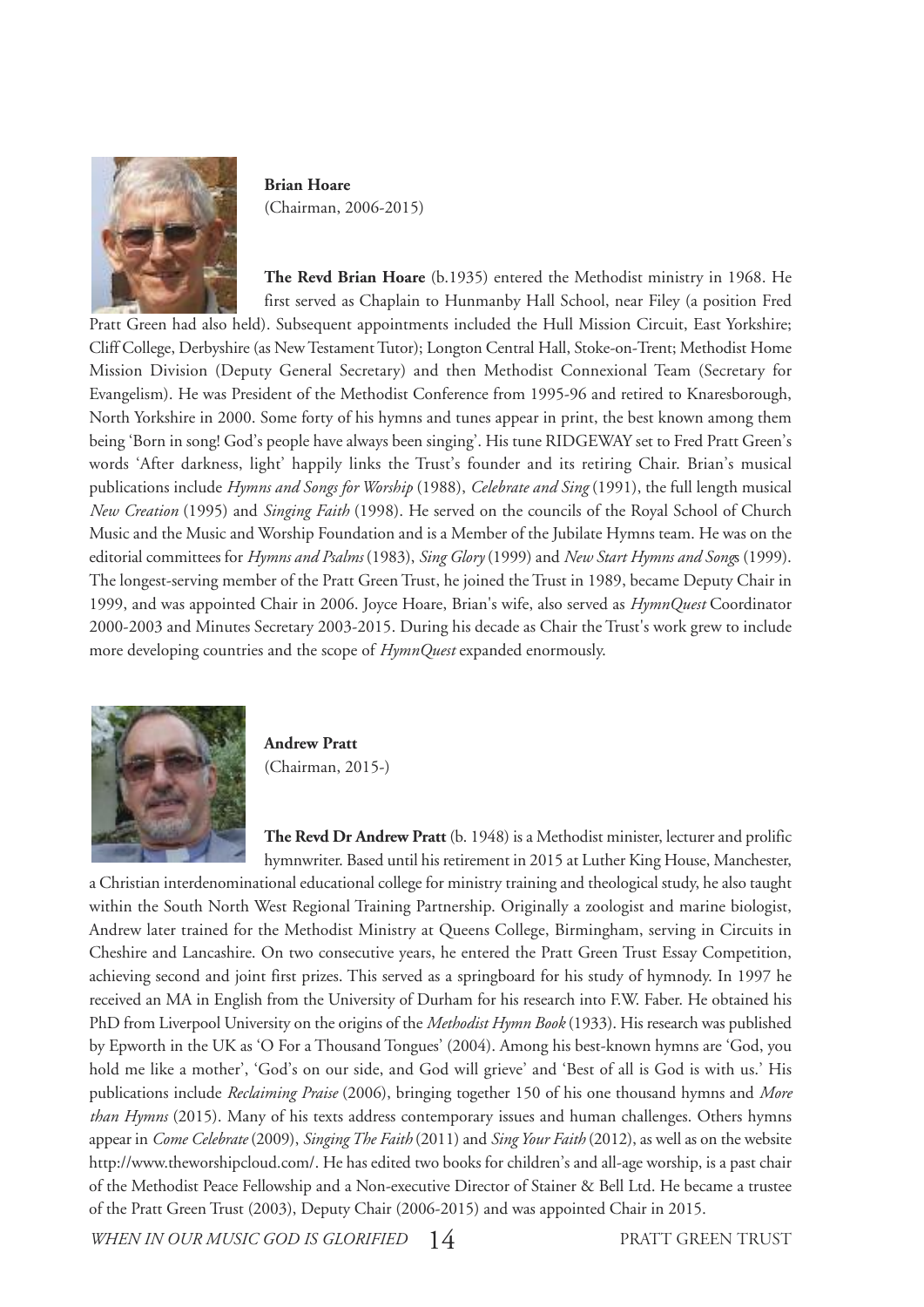**Brian Hoare**
(Chairman, 2006-2015)

**The Revd Brian Hoare** (b.1935) entered the Methodist ministry in 1968. He first served as Chaplain to Hunmanby Hall School, near Filey (a position Fred Pratt Green had also held). Subsequent appointments included the Hull Mission Circuit, East Yorkshire; Cliff College, Derbyshire (as New Testament Tutor); Longton Central Hall, Stoke-on-Trent; Methodist Home Mission Division (Deputy General Secretary) and then Methodist Connexional Team (Secretary for Evangelism). He was President of the Methodist Conference from 1995-96 and retired to Knaresborough, North Yorkshire in 2000. Some forty of his hymns and tunes appear in print, the best known among them being 'Born in song! God's people have always been singing'. His tune RIDGEWAY set to Fred Pratt Green's words 'After darkness, light' happily links the Trust's founder and its retiring Chair. Brian's musical publications include *Hymns and Songs for Worship* (1988), *Celebrate and Sing* (1991), the full length musical *New Creation* (1995) and *Singing Faith* (1998). He served on the councils of the Royal School of Church Music and the Music and Worship Foundation and is a Member of the Jubilate Hymns team. He was on the editorial committees for *Hymns and Psalms* (1983), *Sing Glory* (1999) and *New Start Hymns and Songs* (1999). The longest-serving member of the Pratt Green Trust, he joined the Trust in 1989, became Deputy Chair in 1999, and was appointed Chair in 2006. Joyce Hoare, Brian's wife, also served as *HymnQuest* Coordinator 2000-2003 and Minutes Secretary 2003-2015. During his decade as Chair the Trust's work grew to include more developing countries and the scope of *HymnQuest* expanded enormously.

**Andrew Pratt**
(Chairman, 2015-)

**The Revd Dr Andrew Pratt** (b. 1948) is a Methodist minister, lecturer and prolific hymnwriter. Based until his retirement in 2015 at Luther King House, Manchester, a Christian interdenominational educational college for ministry training and theological study, he also taught within the South North West Regional Training Partnership. Originally a zoologist and marine biologist, Andrew later trained for the Methodist Ministry at Queens College, Birmingham, serving in Circuits in Cheshire and Lancashire. On two consecutive years, he entered the Pratt Green Trust Essay Competition, achieving second and joint first prizes. This served as a springboard for his study of hymnody. In 1997 he received an MA in English from the University of Durham for his research into F.W. Faber. He obtained his PhD from Liverpool University on the origins of the *Methodist Hymn Book* (1933). His research was published by Epworth in the UK as 'O For a Thousand Tongues' (2004). Among his best-known hymns are 'God, you hold me like a mother', 'God's on our side, and God will grieve' and 'Best of all is God is with us.' His publications include *Reclaiming Praise* (2006), bringing together 150 of his one thousand hymns and *More than Hymns* (2015). Many of his texts address contemporary issues and human challenges. Others hymns appear in *Come Celebrate* (2009), *Singing The Faith* (2011) and *Sing Your Faith* (2012), as well as on the website http://www.theworshipcloud.com/. He has edited two books for children's and all-age worship, is a past chair of the Methodist Peace Fellowship and a Non-executive Director of Stainer & Bell Ltd. He became a trustee of the Pratt Green Trust (2003), Deputy Chair (2006-2015) and was appointed Chair in 2015.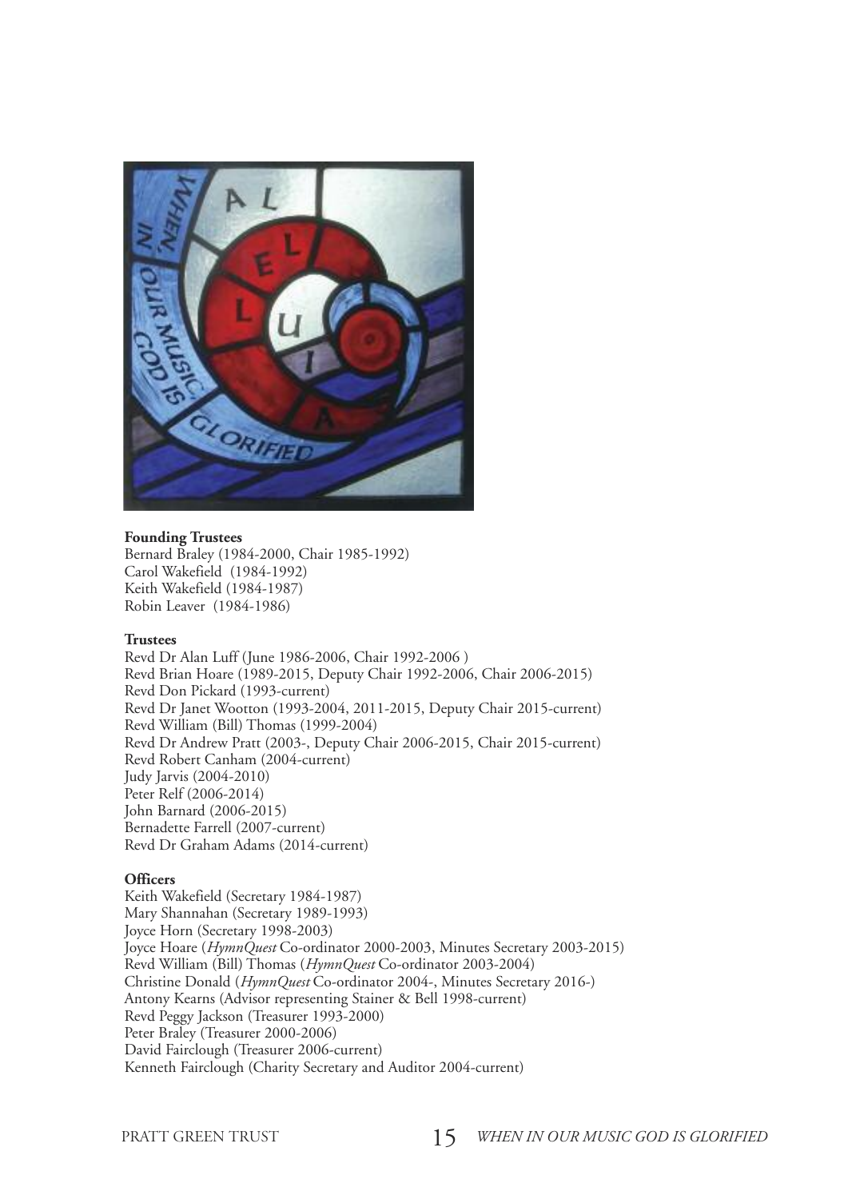**Founding Trustees**

Bernard Braley (1984-2000, Chair 1985-1992)
Carol Wakefield (1984-1992)
Keith Wakefield (1984-1987)
Robin Leaver (1984-1986)

**Trustees**

Revd Dr Alan Luff (June 1986-2006, Chair 1992-2006 )
Revd Brian Hoare (1989-2015, Deputy Chair 1992-2006, Chair 2006-2015)
Revd Don Pickard (1993-current)
Revd Dr Janet Wootton (1993-2004, 2011-2015, Deputy Chair 2015-current)
Revd William (Bill) Thomas (1999-2004)
Revd Dr Andrew Pratt (2003-, Deputy Chair 2006-2015, Chair 2015-current)
Revd Robert Canham (2004-current)
Judy Jarvis (2004-2010)
Peter Relf (2006-2014)
John Barnard (2006-2015)
Bernadette Farrell (2007-current)
Revd Dr Graham Adams (2014-current)

**Officers**

Keith Wakefield (Secretary 1984-1987)
Mary Shannahan (Secretary 1989-1993)
Joyce Horn (Secretary 1998-2003)
Joyce Hoare (*HymnQuest* Co-ordinator 2000-2003, Minutes Secretary 2003-2015)
Revd William (Bill) Thomas (*HymnQuest* Co-ordinator 2003-2004)
Christine Donald (*HymnQuest* Co-ordinator 2004-, Minutes Secretary 2016-)
Antony Kearns (Advisor representing Stainer & Bell 1998-current)
Revd Peggy Jackson (Treasurer 1993-2000)
Peter Braley (Treasurer 2000-2006)
David Fairclough (Treasurer 2006-current)
Kenneth Fairclough (Charity Secretary and Auditor 2004-current)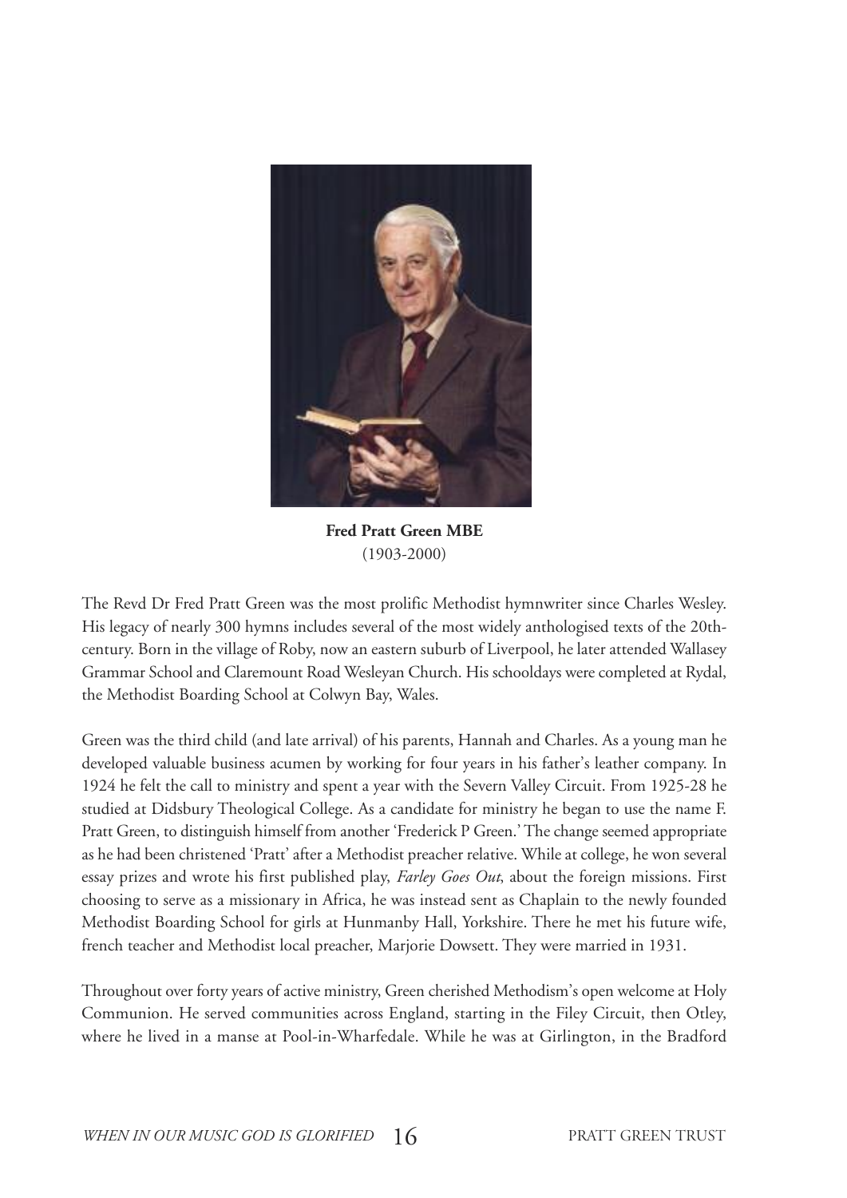**Fred Pratt Green MBE**
(1903-2000)

The Revd Dr Fred Pratt Green was the most prolific Methodist hymnwriter since Charles Wesley. His legacy of nearly 300 hymns includes several of the most widely anthologised texts of the 20th-century. Born in the village of Roby, now an eastern suburb of Liverpool, he later attended Wallasey Grammar School and Claremount Road Wesleyan Church. His schooldays were completed at Rydal, the Methodist Boarding School at Colwyn Bay, Wales.

Green was the third child (and late arrival) of his parents, Hannah and Charles. As a young man he developed valuable business acumen by working for four years in his father's leather company. In 1924 he felt the call to ministry and spent a year with the Severn Valley Circuit. From 1925-28 he studied at Didsbury Theological College. As a candidate for ministry he began to use the name F. Pratt Green, to distinguish himself from another 'Frederick P Green.' The change seemed appropriate as he had been christened 'Pratt' after a Methodist preacher relative. While at college, he won several essay prizes and wrote his first published play, *Farley Goes Out*, about the foreign missions. First choosing to serve as a missionary in Africa, he was instead sent as Chaplain to the newly founded Methodist Boarding School for girls at Hunmanby Hall, Yorkshire. There he met his future wife, french teacher and Methodist local preacher, Marjorie Dowsett. They were married in 1931.

Throughout over forty years of active ministry, Green cherished Methodism's open welcome at Holy Communion. He served communities across England, starting in the Filey Circuit, then Otley, where he lived in a manse at Pool-in-Wharfedale. While he was at Girlington, in the Bradford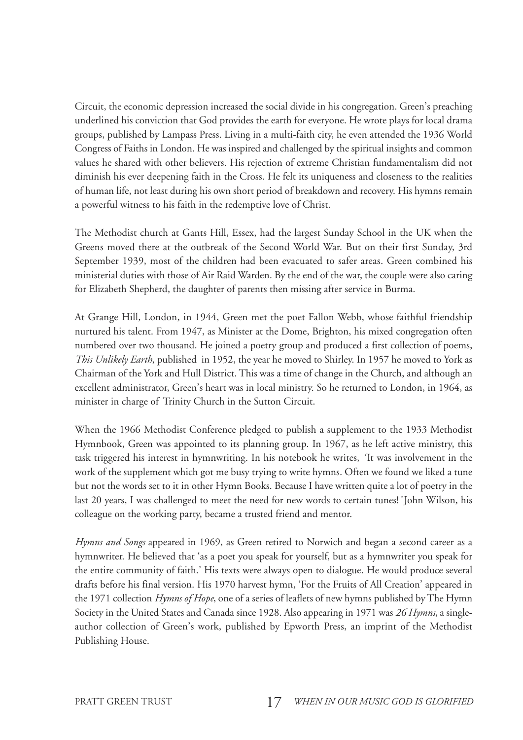Circuit, the economic depression increased the social divide in his congregation. Green's preaching underlined his conviction that God provides the earth for everyone. He wrote plays for local drama groups, published by Lampass Press. Living in a multi-faith city, he even attended the 1936 World Congress of Faiths in London. He was inspired and challenged by the spiritual insights and common values he shared with other believers. His rejection of extreme Christian fundamentalism did not diminish his ever deepening faith in the Cross. He felt its uniqueness and closeness to the realities of human life, not least during his own short period of breakdown and recovery. His hymns remain a powerful witness to his faith in the redemptive love of Christ.

The Methodist church at Gants Hill, Essex, had the largest Sunday School in the UK when the Greens moved there at the outbreak of the Second World War. But on their first Sunday, 3rd September 1939, most of the children had been evacuated to safer areas. Green combined his ministerial duties with those of Air Raid Warden. By the end of the war, the couple were also caring for Elizabeth Shepherd, the daughter of parents then missing after service in Burma.

At Grange Hill, London, in 1944, Green met the poet Fallon Webb, whose faithful friendship nurtured his talent. From 1947, as Minister at the Dome, Brighton, his mixed congregation often numbered over two thousand. He joined a poetry group and produced a first collection of poems, *This Unlikely Earth*, published in 1952, the year he moved to Shirley. In 1957 he moved to York as Chairman of the York and Hull District. This was a time of change in the Church, and although an excellent administrator, Green's heart was in local ministry. So he returned to London, in 1964, as minister in charge of Trinity Church in the Sutton Circuit.

When the 1966 Methodist Conference pledged to publish a supplement to the 1933 Methodist Hymnbook, Green was appointed to its planning group. In 1967, as he left active ministry, this task triggered his interest in hymnwriting. In his notebook he writes, *'It was involvement in the work of the supplement which got me busy trying to write hymns. Often we found we liked a tune but not the words set to it in other Hymn Books. Because I have written quite a lot of poetry in the last 20 years, I was challenged to meet the need for new words to certain tunes!'* John Wilson, his colleague on the working party, became a trusted friend and mentor.

*Hymns and Songs* appeared in 1969, as Green retired to Norwich and began a second career as a hymnwriter. He believed that 'as a poet you speak for yourself, but as a hymnwriter you speak for the entire community of faith.' His texts were always open to dialogue. He would produce several drafts before his final version. His 1970 harvest hymn, 'For the Fruits of All Creation' appeared in the 1971 collection *Hymns of Hope*, one of a series of leaflets of new hymns published by The Hymn Society in the United States and Canada since 1928. Also appearing in 1971 was *26 Hymns*, a single-author collection of Green's work, published by Epworth Press, an imprint of the Methodist Publishing House.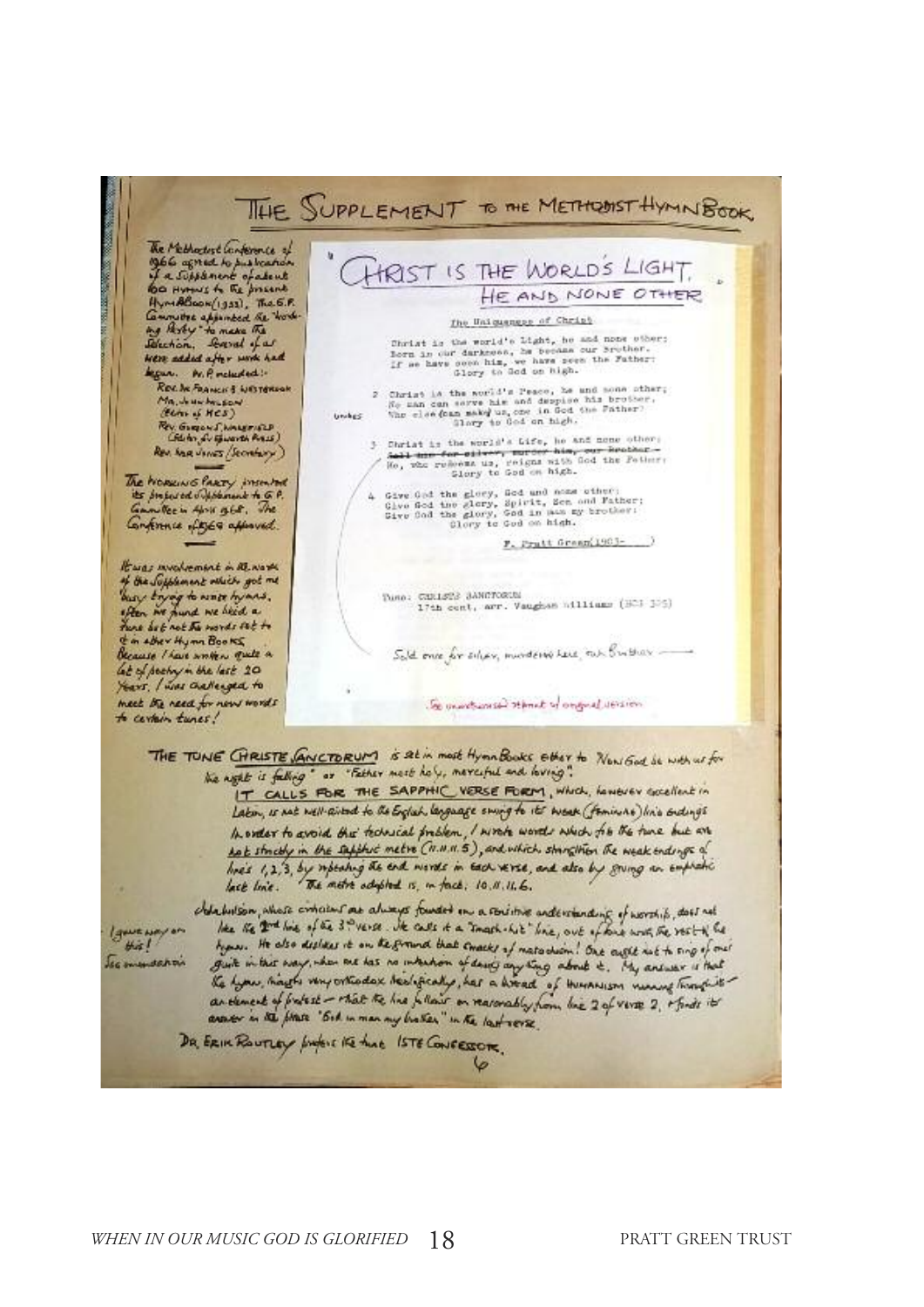# THE SUPPLEMENT TO THE METHODIST HYMN BOOK.

The Methodist Conference of 1966 agreed to publication of a Supplement of about 100 Hymns to the present Hymn Book (1933). The G.P. Committee appointed the 'Working Party' to make the selection. Several of us were added after work had begun. W.P. included:- Rev. Dr. Francis B. Westbrook, Mr. John Wilson (Editor of HCS), Rev. Gordon S. Wakefield (Editor Epworth Press), Rev. Fred Pratt Green (Secretary)

The Working Party presented its proposed Supplement to G.P. Committee in April 1968. The Conference of 1969 approved.

It was involvement in the work of the Supplement which got me 'busy' trying to write hymns, often we found we liked a tune but not the words set to it in other Hymn Books. Because I have written quite a lot of poetry in the last 20 years, I was challenged to meet the need for new words to certain tunes!

## CHRIST IS THE WORLD'S LIGHT, HE AND NONE OTHER

The Uniqueness of Christ

Christ is the world's Light, he and none other;
Born in our darkness, he became our Brother.
If we have seen him, we have seen the Father:
Glory to God on high.

2 Christ is the world's Peace, he and none other;
No man can serve him and despise his brother.
Who else (can make) unites us, one in God the Father?
Glory to God on high.

3 Christ is the world's Life, he and none other;
~~Sold once for silver, murder him, our Brother~~
He, who redeems us, reigns with God the Father:
Glory to God on high.

4 Give God the glory, God and none other;
Give God the glory, Spirit, Son and Father;
Give God the glory, God in man my brother:
Glory to God on high.

F. Pratt Green(1903- )

Tune: CHRISTE SANCTORUM
17th cent. arr. Vaughan Williams (BCS 375)

Sold once for silver, murdered here, our Brother —

See overleaf for original version

THE TUNE CHRISTE SANCTORUM is set in most Hymn Books either to 'Now God be with us for the night is falling' or 'Father most holy, merciful and loving'.

IT CALLS FOR THE SAPPHIC VERSE FORM, which, however excellent in Latin, is not well-suited to the English language owing to its weak (feminine) line endings. In order to avoid this technical problem, I wrote words which fit the tune but are not strictly in the Sapphic metre (11.11.11.5), and which strengthen the weak endings of lines 1, 2, 3, by repeating the end words in each verse, and also by giving an emphatic last line. The metre adopted is, in fact, 10.11.11.6.

John Wilson, whose criticisms are always founded on a sensitive understanding of worship, does not like the 2nd line of the 3rd verse. He calls it a 'smash-hit' line, out of tone with the rest of the hymn. He also dislikes it on the ground that smacks of masochism! One ought not to sing of one's guilt in this way, when one has no intention of doing anything about it. My answer is that the hymn, though very orthodox theologically, has a thread of HUMANISM running through it — an element of protest — that the line follows on reasonably from line 2 of verse 2, and finds its answer in the phrase 'God in man my brother' in the last verse.

I gave way on this! See amendment

DR. ERIK ROUTLEY prefers the tune ISTE CONFESSOR.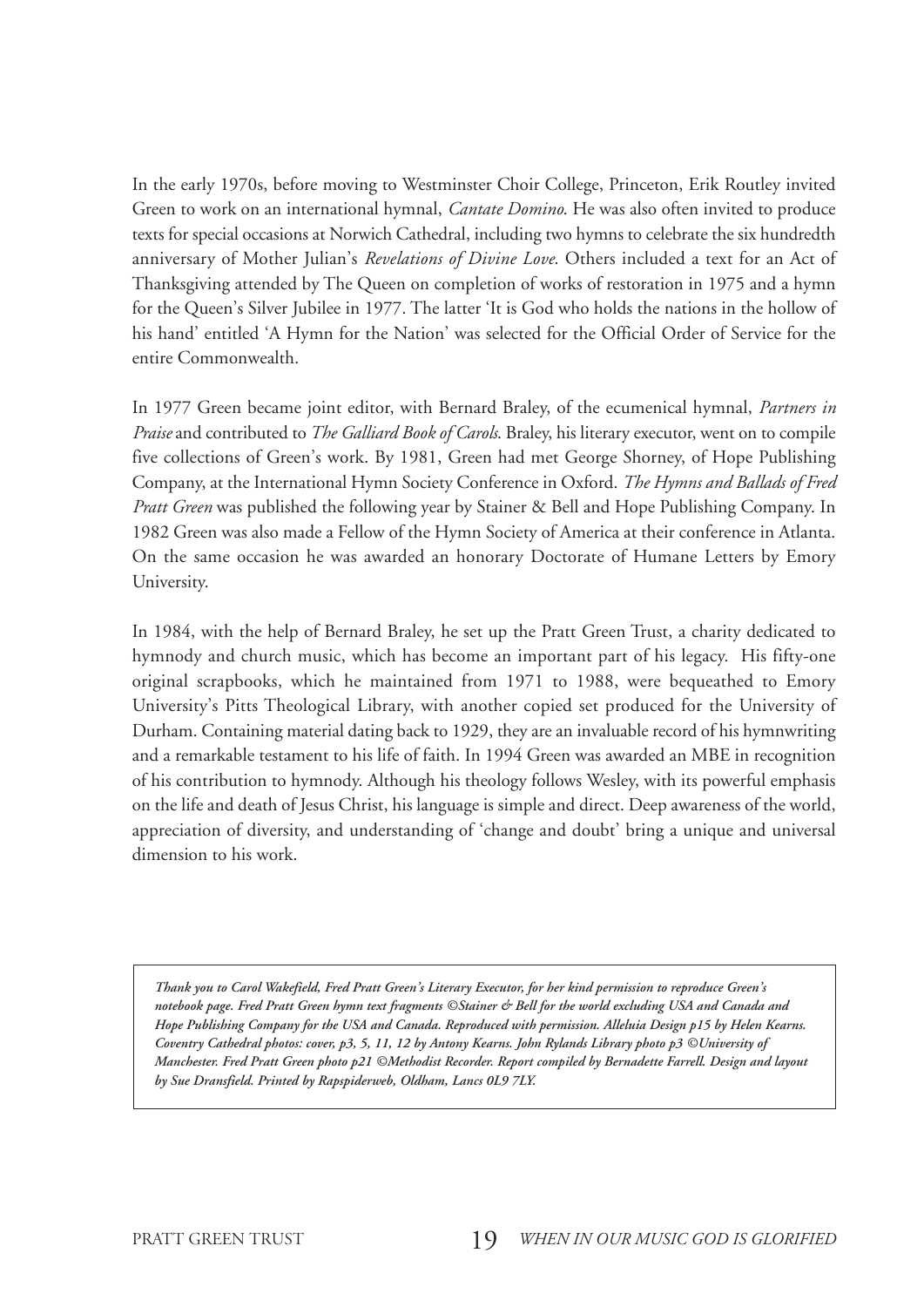In the early 1970s, before moving to Westminster Choir College, Princeton, Erik Routley invited Green to work on an international hymnal, *Cantate Domino*. He was also often invited to produce texts for special occasions at Norwich Cathedral, including two hymns to celebrate the six hundredth anniversary of Mother Julian's *Revelations of Divine Love*. Others included a text for an Act of Thanksgiving attended by The Queen on completion of works of restoration in 1975 and a hymn for the Queen's Silver Jubilee in 1977. The latter 'It is God who holds the nations in the hollow of his hand' entitled 'A Hymn for the Nation' was selected for the Official Order of Service for the entire Commonwealth.

In 1977 Green became joint editor, with Bernard Braley, of the ecumenical hymnal, *Partners in Praise* and contributed to *The Galliard Book of Carols*. Braley, his literary executor, went on to compile five collections of Green's work. By 1981, Green had met George Shorney, of Hope Publishing Company, at the International Hymn Society Conference in Oxford. *The Hymns and Ballads of Fred Pratt Green* was published the following year by Stainer & Bell and Hope Publishing Company. In 1982 Green was also made a Fellow of the Hymn Society of America at their conference in Atlanta. On the same occasion he was awarded an honorary Doctorate of Humane Letters by Emory University.

In 1984, with the help of Bernard Braley, he set up the Pratt Green Trust, a charity dedicated to hymnody and church music, which has become an important part of his legacy. His fifty-one original scrapbooks, which he maintained from 1971 to 1988, were bequeathed to Emory University's Pitts Theological Library, with another copied set produced for the University of Durham. Containing material dating back to 1929, they are an invaluable record of his hymnwriting and a remarkable testament to his life of faith. In 1994 Green was awarded an MBE in recognition of his contribution to hymnody. Although his theology follows Wesley, with its powerful emphasis on the life and death of Jesus Christ, his language is simple and direct. Deep awareness of the world, appreciation of diversity, and understanding of 'change and doubt' bring a unique and universal dimension to his work.

***Thank you to Carol Wakefield, Fred Pratt Green's Literary Executor, for her kind permission to reproduce Green's notebook page. Fred Pratt Green hymn text fragments ©Stainer & Bell for the world excluding USA and Canada and Hope Publishing Company for the USA and Canada. Reproduced with permission. Alleluia Design p15 by Helen Kearns. Coventry Cathedral photos: cover, p3, 5, 11, 12 by Antony Kearns. John Rylands Library photo p3 ©University of Manchester. Fred Pratt Green photo p21 ©Methodist Recorder. Report compiled by Bernadette Farrell. Design and layout by Sue Dransfield. Printed by Rapspiderweb, Oldham, Lancs 0L9 7LY.***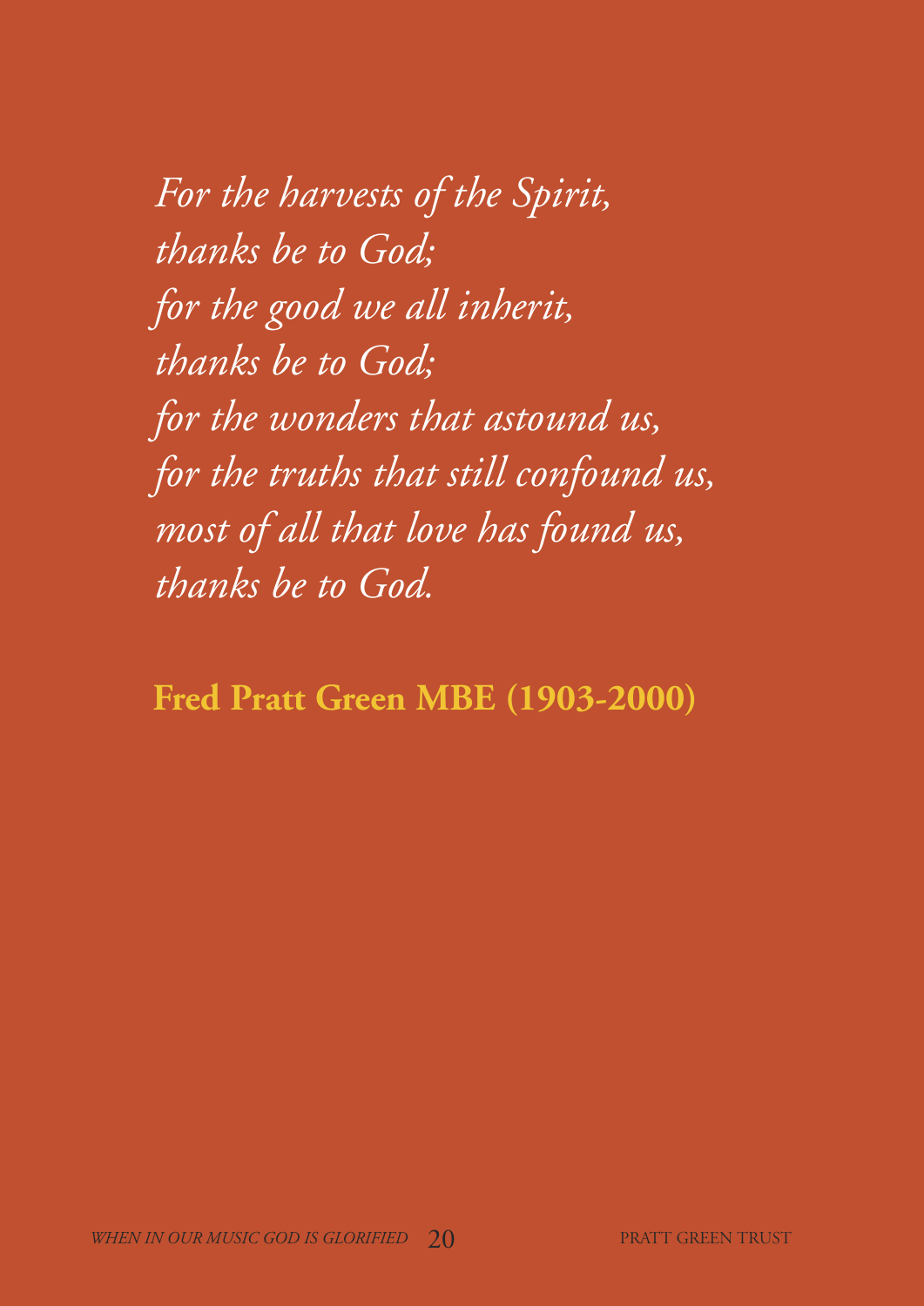*For the harvests of the Spirit,*
*thanks be to God;*
*for the good we all inherit,*
*thanks be to God;*
*for the wonders that astound us,*
*for the truths that still confound us,*
*most of all that love has found us,*
*thanks be to God.*

**Fred Pratt Green MBE (1903-2000)**